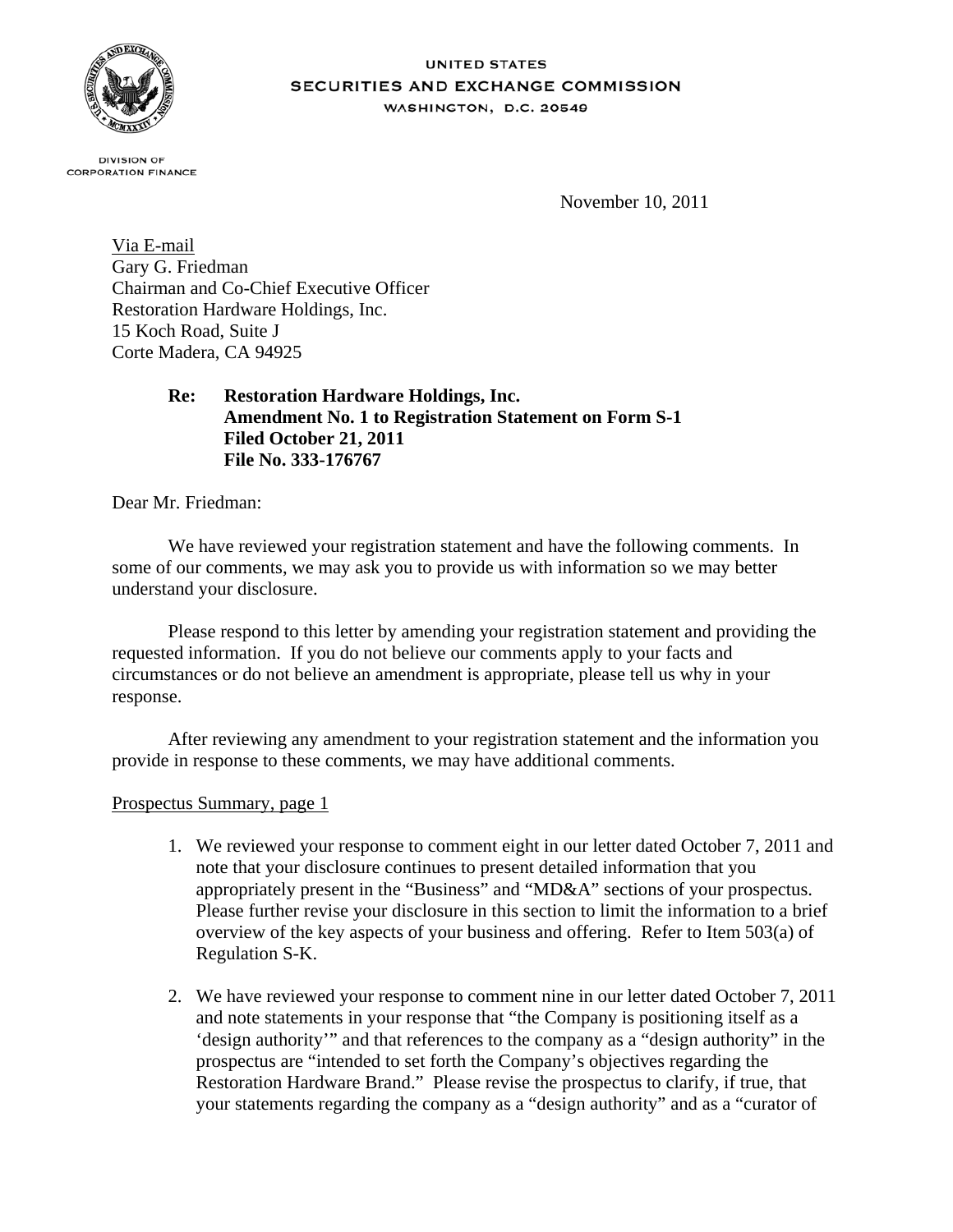UNITED STATES
SECURITIES AND EXCHANGE COMMISSION
WASHINGTON, D.C. 20549

DIVISION OF
CORPORATION FINANCE

November 10, 2011

Via E-mail
Gary G. Friedman
Chairman and Co-Chief Executive Officer
Restoration Hardware Holdings, Inc.
15 Koch Road, Suite J
Corte Madera, CA 94925

**Re: Restoration Hardware Holdings, Inc.**
**Amendment No. 1 to Registration Statement on Form S-1**
**Filed October 21, 2011**
**File No. 333-176767**

Dear Mr. Friedman:

We have reviewed your registration statement and have the following comments. In some of our comments, we may ask you to provide us with information so we may better understand your disclosure.

Please respond to this letter by amending your registration statement and providing the requested information. If you do not believe our comments apply to your facts and circumstances or do not believe an amendment is appropriate, please tell us why in your response.

After reviewing any amendment to your registration statement and the information you provide in response to these comments, we may have additional comments.

Prospectus Summary, page 1

1. We reviewed your response to comment eight in our letter dated October 7, 2011 and note that your disclosure continues to present detailed information that you appropriately present in the "Business" and "MD&A" sections of your prospectus. Please further revise your disclosure in this section to limit the information to a brief overview of the key aspects of your business and offering. Refer to Item 503(a) of Regulation S-K.

2. We have reviewed your response to comment nine in our letter dated October 7, 2011 and note statements in your response that "the Company is positioning itself as a 'design authority'" and that references to the company as a "design authority" in the prospectus are "intended to set forth the Company's objectives regarding the Restoration Hardware Brand." Please revise the prospectus to clarify, if true, that your statements regarding the company as a "design authority" and as a "curator of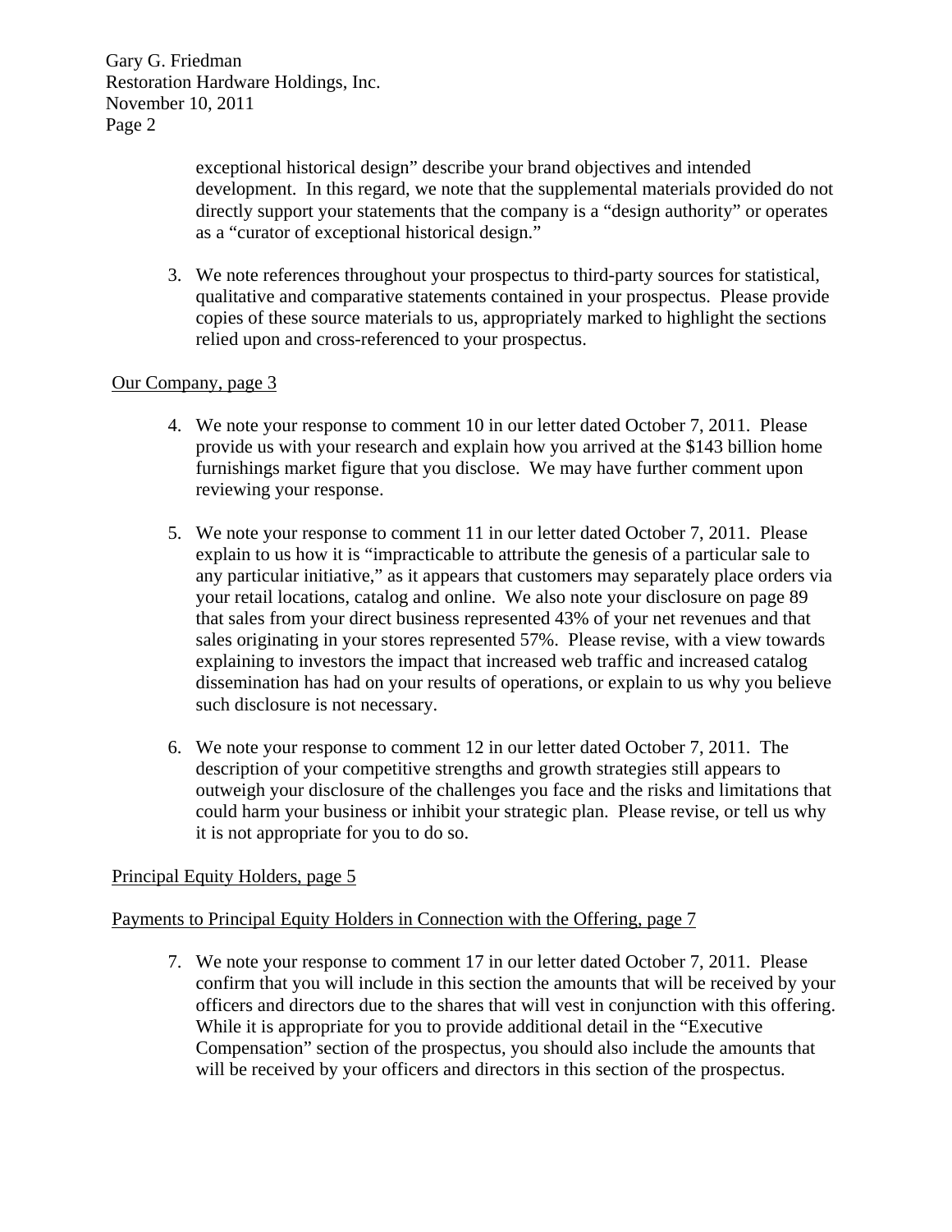exceptional historical design" describe your brand objectives and intended development. In this regard, we note that the supplemental materials provided do not directly support your statements that the company is a "design authority" or operates as a "curator of exceptional historical design."

3. We note references throughout your prospectus to third-party sources for statistical, qualitative and comparative statements contained in your prospectus. Please provide copies of these source materials to us, appropriately marked to highlight the sections relied upon and cross-referenced to your prospectus.

Our Company, page 3

4. We note your response to comment 10 in our letter dated October 7, 2011. Please provide us with your research and explain how you arrived at the $143 billion home furnishings market figure that you disclose. We may have further comment upon reviewing your response.

5. We note your response to comment 11 in our letter dated October 7, 2011. Please explain to us how it is "impracticable to attribute the genesis of a particular sale to any particular initiative," as it appears that customers may separately place orders via your retail locations, catalog and online. We also note your disclosure on page 89 that sales from your direct business represented 43% of your net revenues and that sales originating in your stores represented 57%. Please revise, with a view towards explaining to investors the impact that increased web traffic and increased catalog dissemination has had on your results of operations, or explain to us why you believe such disclosure is not necessary.

6. We note your response to comment 12 in our letter dated October 7, 2011. The description of your competitive strengths and growth strategies still appears to outweigh your disclosure of the challenges you face and the risks and limitations that could harm your business or inhibit your strategic plan. Please revise, or tell us why it is not appropriate for you to do so.

Principal Equity Holders, page 5

Payments to Principal Equity Holders in Connection with the Offering, page 7

7. We note your response to comment 17 in our letter dated October 7, 2011. Please confirm that you will include in this section the amounts that will be received by your officers and directors due to the shares that will vest in conjunction with this offering. While it is appropriate for you to provide additional detail in the "Executive Compensation" section of the prospectus, you should also include the amounts that will be received by your officers and directors in this section of the prospectus.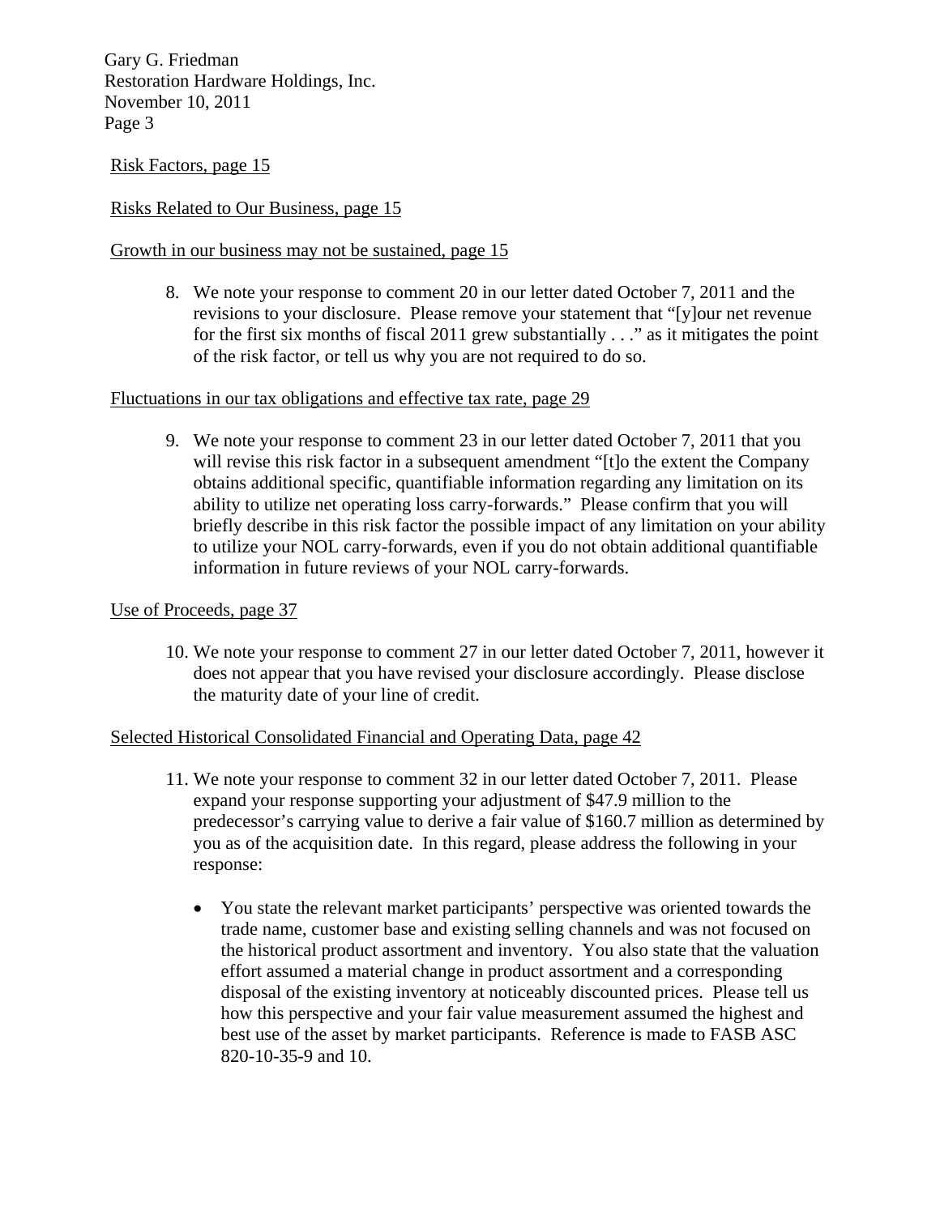Risk Factors, page 15

Risks Related to Our Business, page 15

Growth in our business may not be sustained, page 15

8. We note your response to comment 20 in our letter dated October 7, 2011 and the revisions to your disclosure. Please remove your statement that "[y]our net revenue for the first six months of fiscal 2011 grew substantially . . ." as it mitigates the point of the risk factor, or tell us why you are not required to do so.

Fluctuations in our tax obligations and effective tax rate, page 29

9. We note your response to comment 23 in our letter dated October 7, 2011 that you will revise this risk factor in a subsequent amendment "[t]o the extent the Company obtains additional specific, quantifiable information regarding any limitation on its ability to utilize net operating loss carry-forwards." Please confirm that you will briefly describe in this risk factor the possible impact of any limitation on your ability to utilize your NOL carry-forwards, even if you do not obtain additional quantifiable information in future reviews of your NOL carry-forwards.

Use of Proceeds, page 37

10. We note your response to comment 27 in our letter dated October 7, 2011, however it does not appear that you have revised your disclosure accordingly. Please disclose the maturity date of your line of credit.

Selected Historical Consolidated Financial and Operating Data, page 42

11. We note your response to comment 32 in our letter dated October 7, 2011. Please expand your response supporting your adjustment of $47.9 million to the predecessor's carrying value to derive a fair value of $160.7 million as determined by you as of the acquisition date. In this regard, please address the following in your response:

   - You state the relevant market participants' perspective was oriented towards the trade name, customer base and existing selling channels and was not focused on the historical product assortment and inventory. You also state that the valuation effort assumed a material change in product assortment and a corresponding disposal of the existing inventory at noticeably discounted prices. Please tell us how this perspective and your fair value measurement assumed the highest and best use of the asset by market participants. Reference is made to FASB ASC 820-10-35-9 and 10.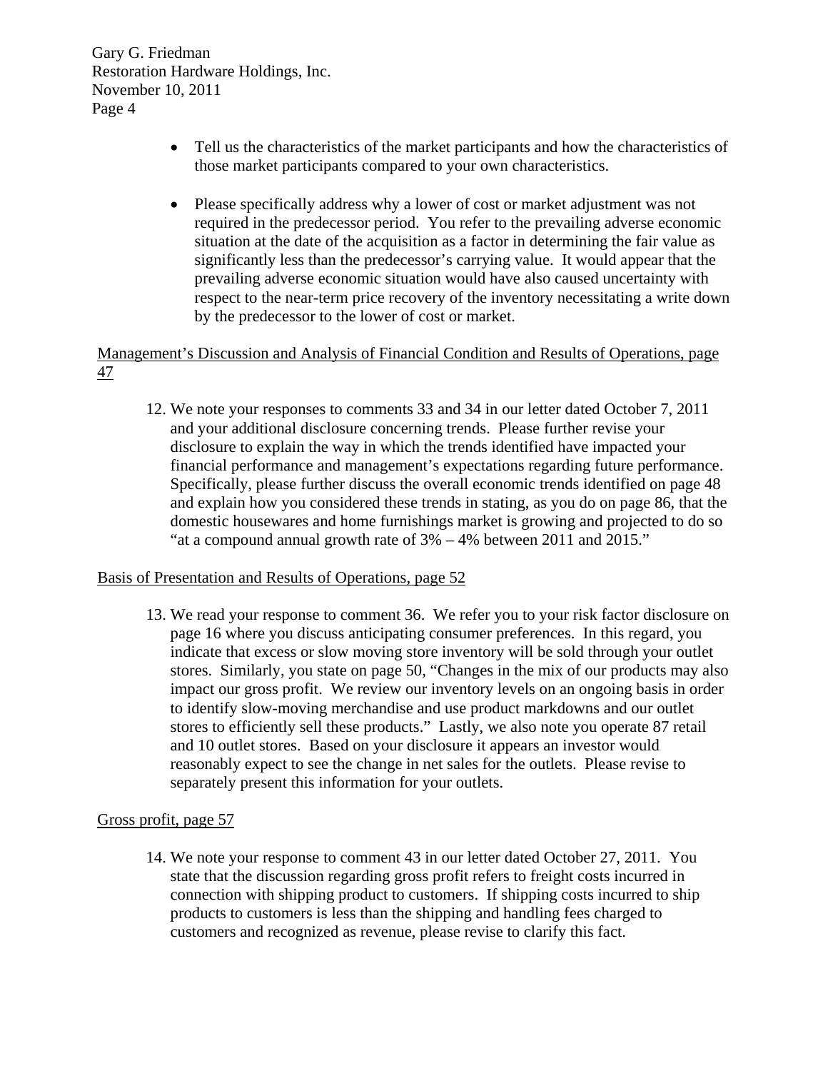- Tell us the characteristics of the market participants and how the characteristics of those market participants compared to your own characteristics.

- Please specifically address why a lower of cost or market adjustment was not required in the predecessor period. You refer to the prevailing adverse economic situation at the date of the acquisition as a factor in determining the fair value as significantly less than the predecessor's carrying value. It would appear that the prevailing adverse economic situation would have also caused uncertainty with respect to the near-term price recovery of the inventory necessitating a write down by the predecessor to the lower of cost or market.

Management's Discussion and Analysis of Financial Condition and Results of Operations, page 47

12. We note your responses to comments 33 and 34 in our letter dated October 7, 2011 and your additional disclosure concerning trends. Please further revise your disclosure to explain the way in which the trends identified have impacted your financial performance and management's expectations regarding future performance. Specifically, please further discuss the overall economic trends identified on page 48 and explain how you considered these trends in stating, as you do on page 86, that the domestic housewares and home furnishings market is growing and projected to do so "at a compound annual growth rate of 3% – 4% between 2011 and 2015."

Basis of Presentation and Results of Operations, page 52

13. We read your response to comment 36. We refer you to your risk factor disclosure on page 16 where you discuss anticipating consumer preferences. In this regard, you indicate that excess or slow moving store inventory will be sold through your outlet stores. Similarly, you state on page 50, "Changes in the mix of our products may also impact our gross profit. We review our inventory levels on an ongoing basis in order to identify slow-moving merchandise and use product markdowns and our outlet stores to efficiently sell these products." Lastly, we also note you operate 87 retail and 10 outlet stores. Based on your disclosure it appears an investor would reasonably expect to see the change in net sales for the outlets. Please revise to separately present this information for your outlets.

Gross profit, page 57

14. We note your response to comment 43 in our letter dated October 27, 2011. You state that the discussion regarding gross profit refers to freight costs incurred in connection with shipping product to customers. If shipping costs incurred to ship products to customers is less than the shipping and handling fees charged to customers and recognized as revenue, please revise to clarify this fact.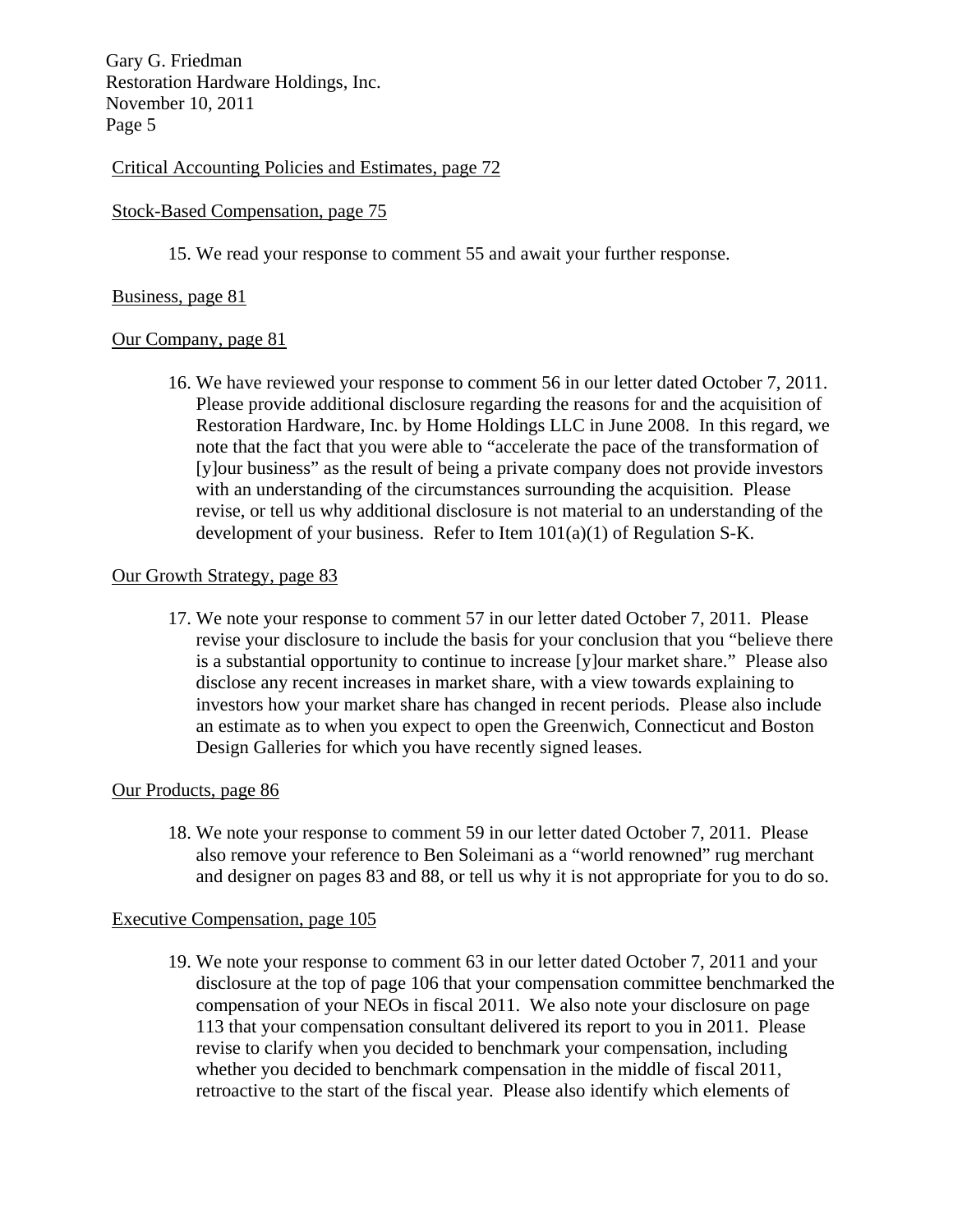Critical Accounting Policies and Estimates, page 72

Stock-Based Compensation, page 75

15. We read your response to comment 55 and await your further response.

Business, page 81

Our Company, page 81

16. We have reviewed your response to comment 56 in our letter dated October 7, 2011. Please provide additional disclosure regarding the reasons for and the acquisition of Restoration Hardware, Inc. by Home Holdings LLC in June 2008. In this regard, we note that the fact that you were able to "accelerate the pace of the transformation of [y]our business" as the result of being a private company does not provide investors with an understanding of the circumstances surrounding the acquisition. Please revise, or tell us why additional disclosure is not material to an understanding of the development of your business. Refer to Item 101(a)(1) of Regulation S-K.

Our Growth Strategy, page 83

17. We note your response to comment 57 in our letter dated October 7, 2011. Please revise your disclosure to include the basis for your conclusion that you "believe there is a substantial opportunity to continue to increase [y]our market share." Please also disclose any recent increases in market share, with a view towards explaining to investors how your market share has changed in recent periods. Please also include an estimate as to when you expect to open the Greenwich, Connecticut and Boston Design Galleries for which you have recently signed leases.

Our Products, page 86

18. We note your response to comment 59 in our letter dated October 7, 2011. Please also remove your reference to Ben Soleimani as a "world renowned" rug merchant and designer on pages 83 and 88, or tell us why it is not appropriate for you to do so.

Executive Compensation, page 105

19. We note your response to comment 63 in our letter dated October 7, 2011 and your disclosure at the top of page 106 that your compensation committee benchmarked the compensation of your NEOs in fiscal 2011. We also note your disclosure on page 113 that your compensation consultant delivered its report to you in 2011. Please revise to clarify when you decided to benchmark your compensation, including whether you decided to benchmark compensation in the middle of fiscal 2011, retroactive to the start of the fiscal year. Please also identify which elements of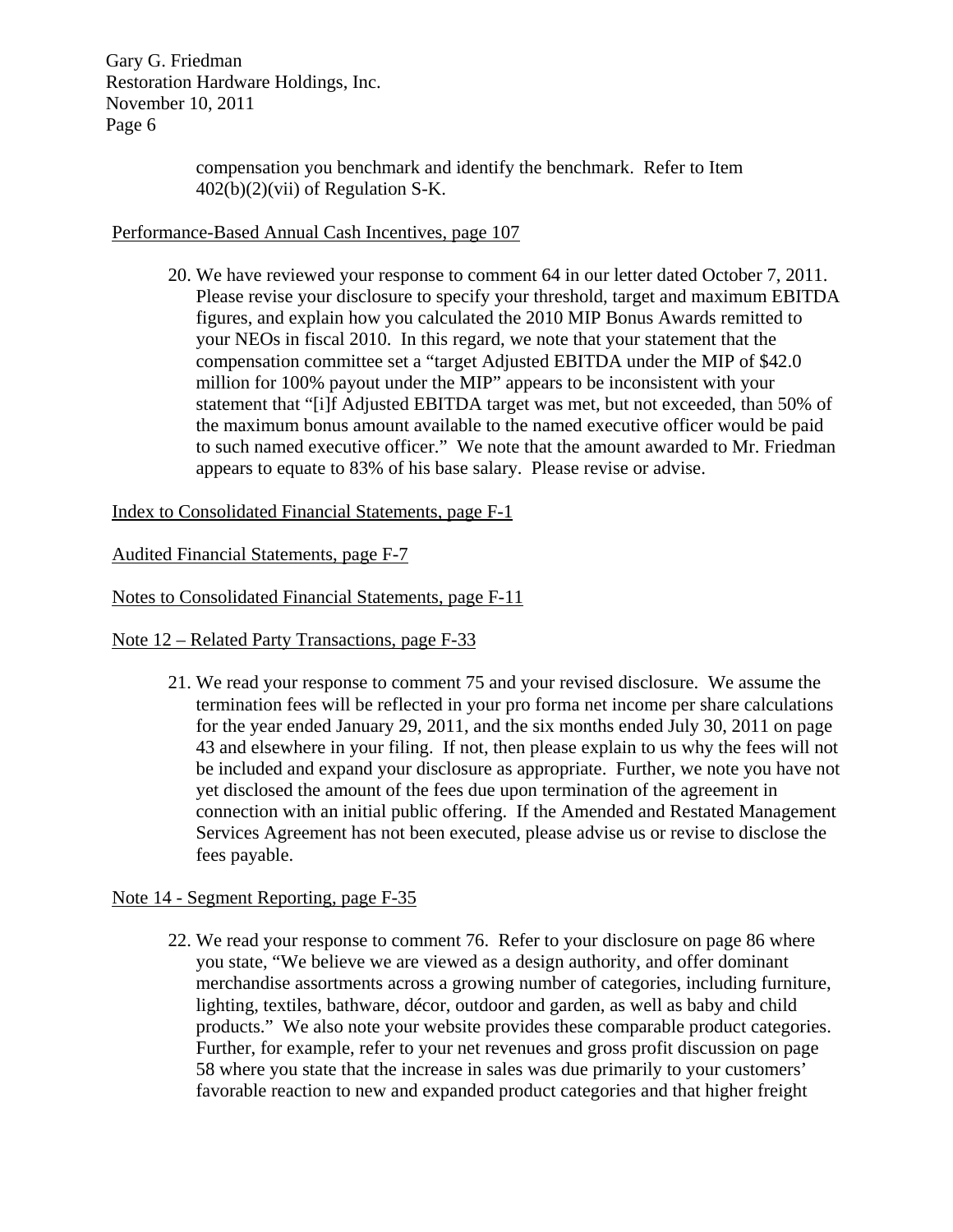compensation you benchmark and identify the benchmark. Refer to Item 402(b)(2)(vii) of Regulation S-K.

Performance-Based Annual Cash Incentives, page 107

20. We have reviewed your response to comment 64 in our letter dated October 7, 2011. Please revise your disclosure to specify your threshold, target and maximum EBITDA figures, and explain how you calculated the 2010 MIP Bonus Awards remitted to your NEOs in fiscal 2010. In this regard, we note that your statement that the compensation committee set a "target Adjusted EBITDA under the MIP of $42.0 million for 100% payout under the MIP" appears to be inconsistent with your statement that "[i]f Adjusted EBITDA target was met, but not exceeded, than 50% of the maximum bonus amount available to the named executive officer would be paid to such named executive officer." We note that the amount awarded to Mr. Friedman appears to equate to 83% of his base salary. Please revise or advise.

Index to Consolidated Financial Statements, page F-1

Audited Financial Statements, page F-7

Notes to Consolidated Financial Statements, page F-11

Note 12 – Related Party Transactions, page F-33

21. We read your response to comment 75 and your revised disclosure. We assume the termination fees will be reflected in your pro forma net income per share calculations for the year ended January 29, 2011, and the six months ended July 30, 2011 on page 43 and elsewhere in your filing. If not, then please explain to us why the fees will not be included and expand your disclosure as appropriate. Further, we note you have not yet disclosed the amount of the fees due upon termination of the agreement in connection with an initial public offering. If the Amended and Restated Management Services Agreement has not been executed, please advise us or revise to disclose the fees payable.

Note 14 - Segment Reporting, page F-35

22. We read your response to comment 76. Refer to your disclosure on page 86 where you state, "We believe we are viewed as a design authority, and offer dominant merchandise assortments across a growing number of categories, including furniture, lighting, textiles, bathware, décor, outdoor and garden, as well as baby and child products." We also note your website provides these comparable product categories. Further, for example, refer to your net revenues and gross profit discussion on page 58 where you state that the increase in sales was due primarily to your customers' favorable reaction to new and expanded product categories and that higher freight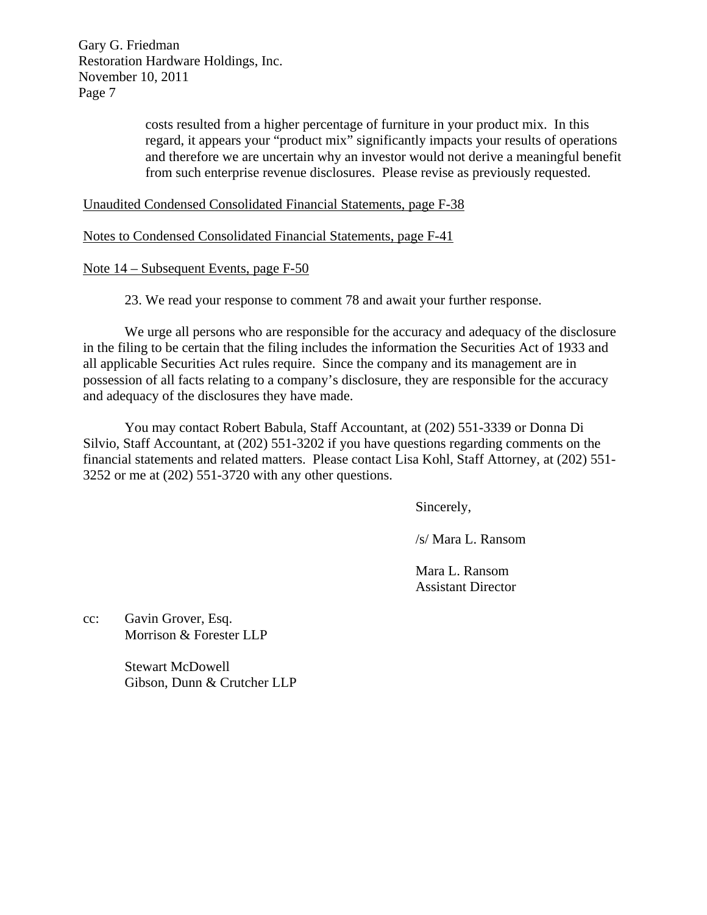costs resulted from a higher percentage of furniture in your product mix. In this regard, it appears your "product mix" significantly impacts your results of operations and therefore we are uncertain why an investor would not derive a meaningful benefit from such enterprise revenue disclosures. Please revise as previously requested.

Unaudited Condensed Consolidated Financial Statements, page F-38

Notes to Condensed Consolidated Financial Statements, page F-41

Note 14 – Subsequent Events, page F-50

23. We read your response to comment 78 and await your further response.

We urge all persons who are responsible for the accuracy and adequacy of the disclosure in the filing to be certain that the filing includes the information the Securities Act of 1933 and all applicable Securities Act rules require. Since the company and its management are in possession of all facts relating to a company's disclosure, they are responsible for the accuracy and adequacy of the disclosures they have made.

You may contact Robert Babula, Staff Accountant, at (202) 551-3339 or Donna Di Silvio, Staff Accountant, at (202) 551-3202 if you have questions regarding comments on the financial statements and related matters. Please contact Lisa Kohl, Staff Attorney, at (202) 551-3252 or me at (202) 551-3720 with any other questions.

Sincerely,

/s/ Mara L. Ransom

Mara L. Ransom
Assistant Director

cc: Gavin Grover, Esq.
Morrison & Forester LLP

Stewart McDowell
Gibson, Dunn & Crutcher LLP